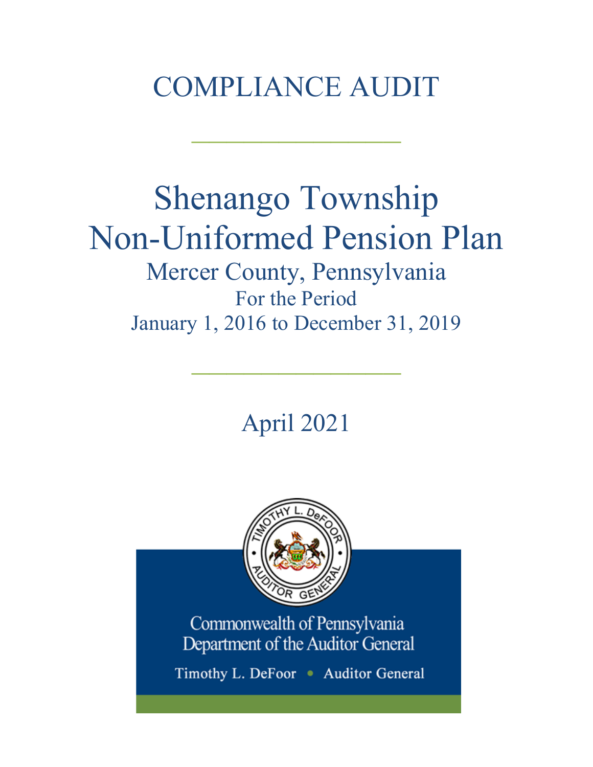# COMPLIANCE AUDIT

---

# Shenango Township
# Non-Uniformed Pension Plan

## Mercer County, Pennsylvania

For the Period

January 1, 2016 to December 31, 2019

---

April 2021

Commonwealth of Pennsylvania
Department of the Auditor General

Timothy L. DeFoor • Auditor General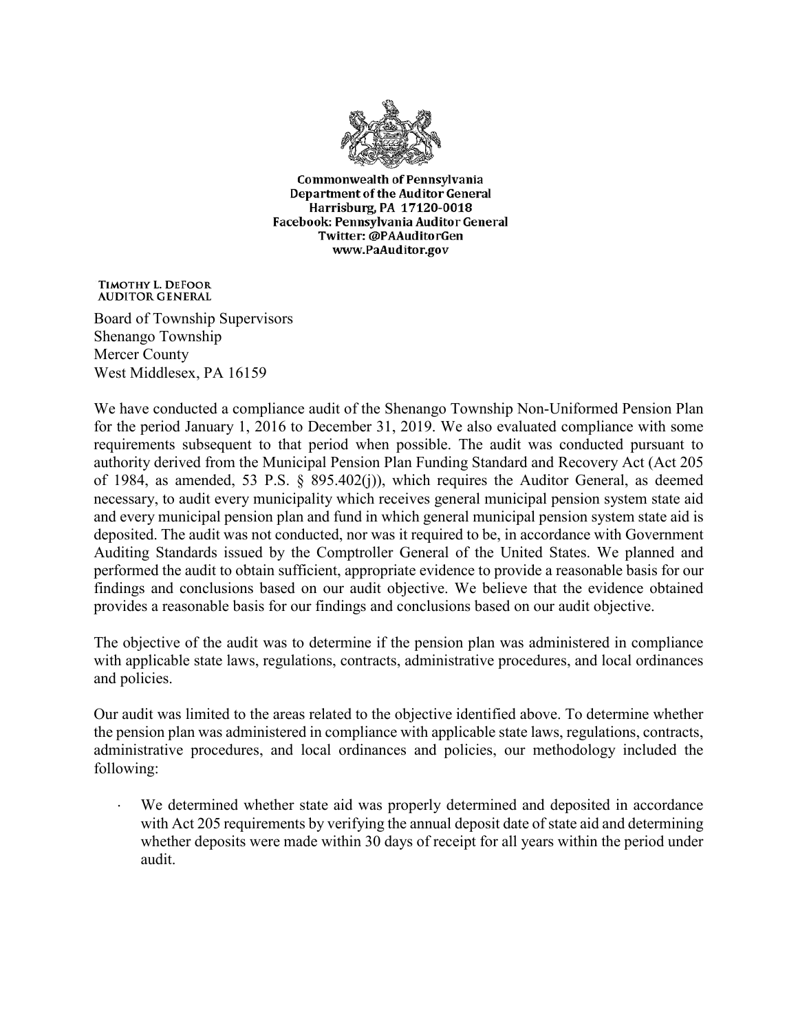Commonwealth of Pennsylvania
Department of the Auditor General
Harrisburg, PA 17120-0018
Facebook: Pennsylvania Auditor General
Twitter: @PAAuditorGen
www.PaAuditor.gov

TIMOTHY L. DEFOOR
AUDITOR GENERAL

Board of Township Supervisors
Shenango Township
Mercer County
West Middlesex, PA 16159

We have conducted a compliance audit of the Shenango Township Non-Uniformed Pension Plan for the period January 1, 2016 to December 31, 2019. We also evaluated compliance with some requirements subsequent to that period when possible. The audit was conducted pursuant to authority derived from the Municipal Pension Plan Funding Standard and Recovery Act (Act 205 of 1984, as amended, 53 P.S. § 895.402(j)), which requires the Auditor General, as deemed necessary, to audit every municipality which receives general municipal pension system state aid and every municipal pension plan and fund in which general municipal pension system state aid is deposited. The audit was not conducted, nor was it required to be, in accordance with Government Auditing Standards issued by the Comptroller General of the United States. We planned and performed the audit to obtain sufficient, appropriate evidence to provide a reasonable basis for our findings and conclusions based on our audit objective. We believe that the evidence obtained provides a reasonable basis for our findings and conclusions based on our audit objective.

The objective of the audit was to determine if the pension plan was administered in compliance with applicable state laws, regulations, contracts, administrative procedures, and local ordinances and policies.

Our audit was limited to the areas related to the objective identified above. To determine whether the pension plan was administered in compliance with applicable state laws, regulations, contracts, administrative procedures, and local ordinances and policies, our methodology included the following:

- We determined whether state aid was properly determined and deposited in accordance with Act 205 requirements by verifying the annual deposit date of state aid and determining whether deposits were made within 30 days of receipt for all years within the period under audit.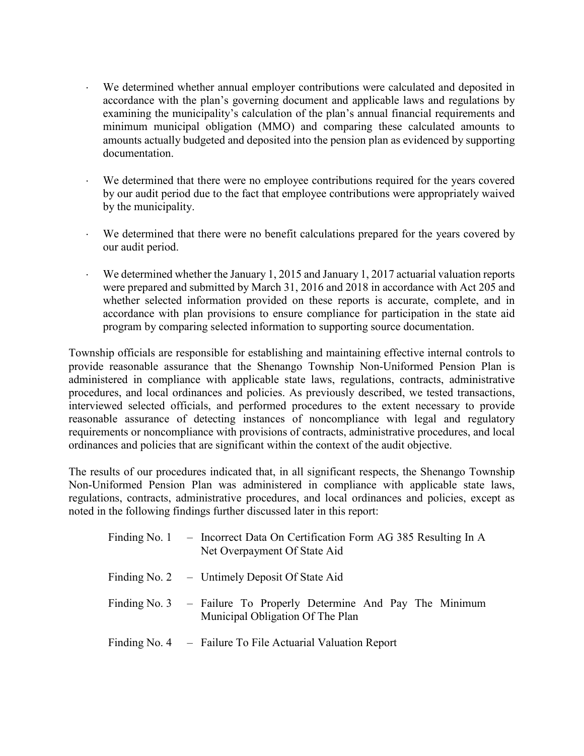- We determined whether annual employer contributions were calculated and deposited in accordance with the plan's governing document and applicable laws and regulations by examining the municipality's calculation of the plan's annual financial requirements and minimum municipal obligation (MMO) and comparing these calculated amounts to amounts actually budgeted and deposited into the pension plan as evidenced by supporting documentation.

- We determined that there were no employee contributions required for the years covered by our audit period due to the fact that employee contributions were appropriately waived by the municipality.

- We determined that there were no benefit calculations prepared for the years covered by our audit period.

- We determined whether the January 1, 2015 and January 1, 2017 actuarial valuation reports were prepared and submitted by March 31, 2016 and 2018 in accordance with Act 205 and whether selected information provided on these reports is accurate, complete, and in accordance with plan provisions to ensure compliance for participation in the state aid program by comparing selected information to supporting source documentation.

Township officials are responsible for establishing and maintaining effective internal controls to provide reasonable assurance that the Shenango Township Non-Uniformed Pension Plan is administered in compliance with applicable state laws, regulations, contracts, administrative procedures, and local ordinances and policies. As previously described, we tested transactions, interviewed selected officials, and performed procedures to the extent necessary to provide reasonable assurance of detecting instances of noncompliance with legal and regulatory requirements or noncompliance with provisions of contracts, administrative procedures, and local ordinances and policies that are significant within the context of the audit objective.

The results of our procedures indicated that, in all significant respects, the Shenango Township Non-Uniformed Pension Plan was administered in compliance with applicable state laws, regulations, contracts, administrative procedures, and local ordinances and policies, except as noted in the following findings further discussed later in this report:

Finding No. 1 – Incorrect Data On Certification Form AG 385 Resulting In A Net Overpayment Of State Aid

Finding No. 2 – Untimely Deposit Of State Aid

Finding No. 3 – Failure To Properly Determine And Pay The Minimum Municipal Obligation Of The Plan

Finding No. 4 – Failure To File Actuarial Valuation Report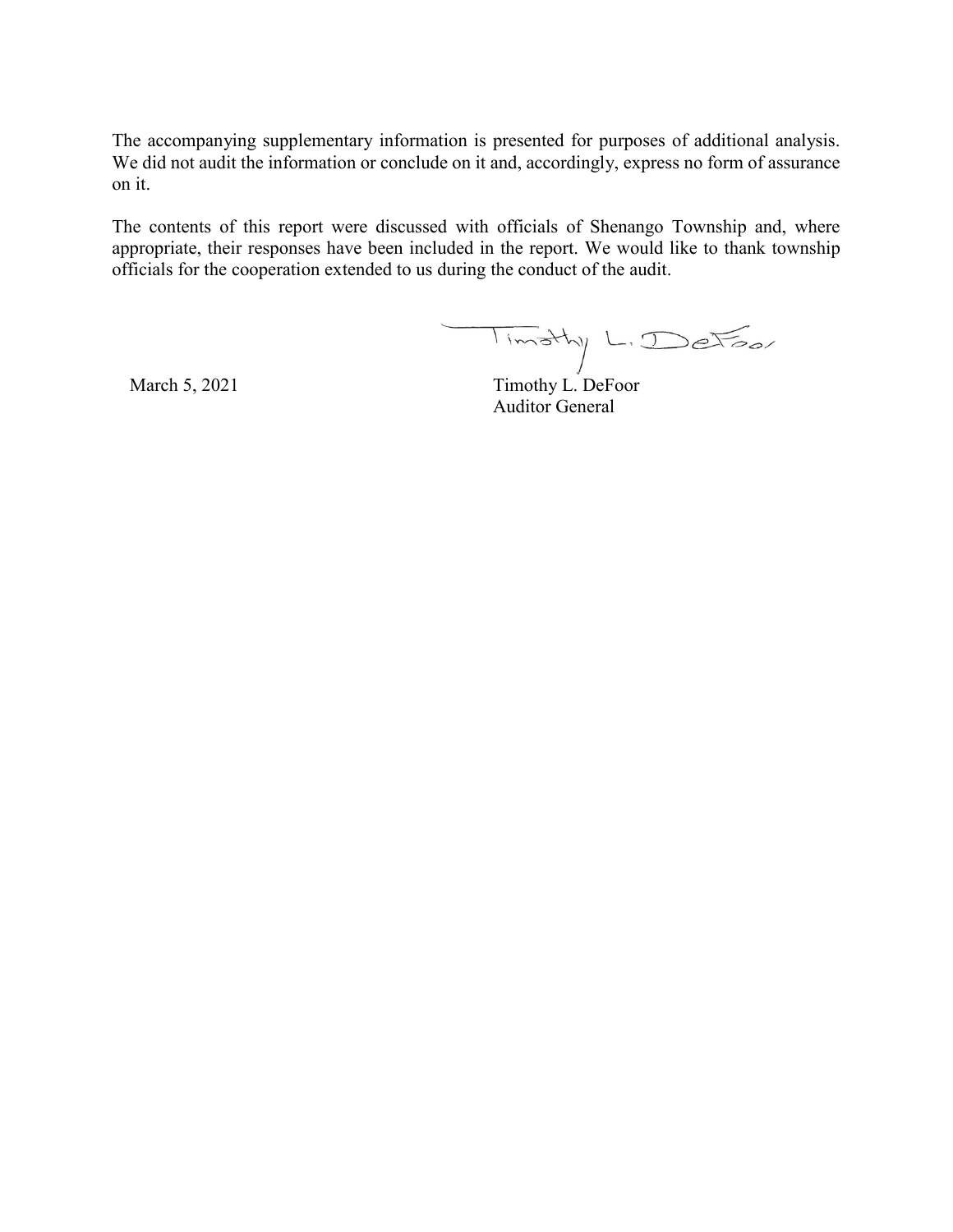The accompanying supplementary information is presented for purposes of additional analysis. We did not audit the information or conclude on it and, accordingly, express no form of assurance on it.

The contents of this report were discussed with officials of Shenango Township and, where appropriate, their responses have been included in the report. We would like to thank township officials for the cooperation extended to us during the conduct of the audit.

Timothy L. DeFoor

March 5, 2021

Timothy L. DeFoor
Auditor General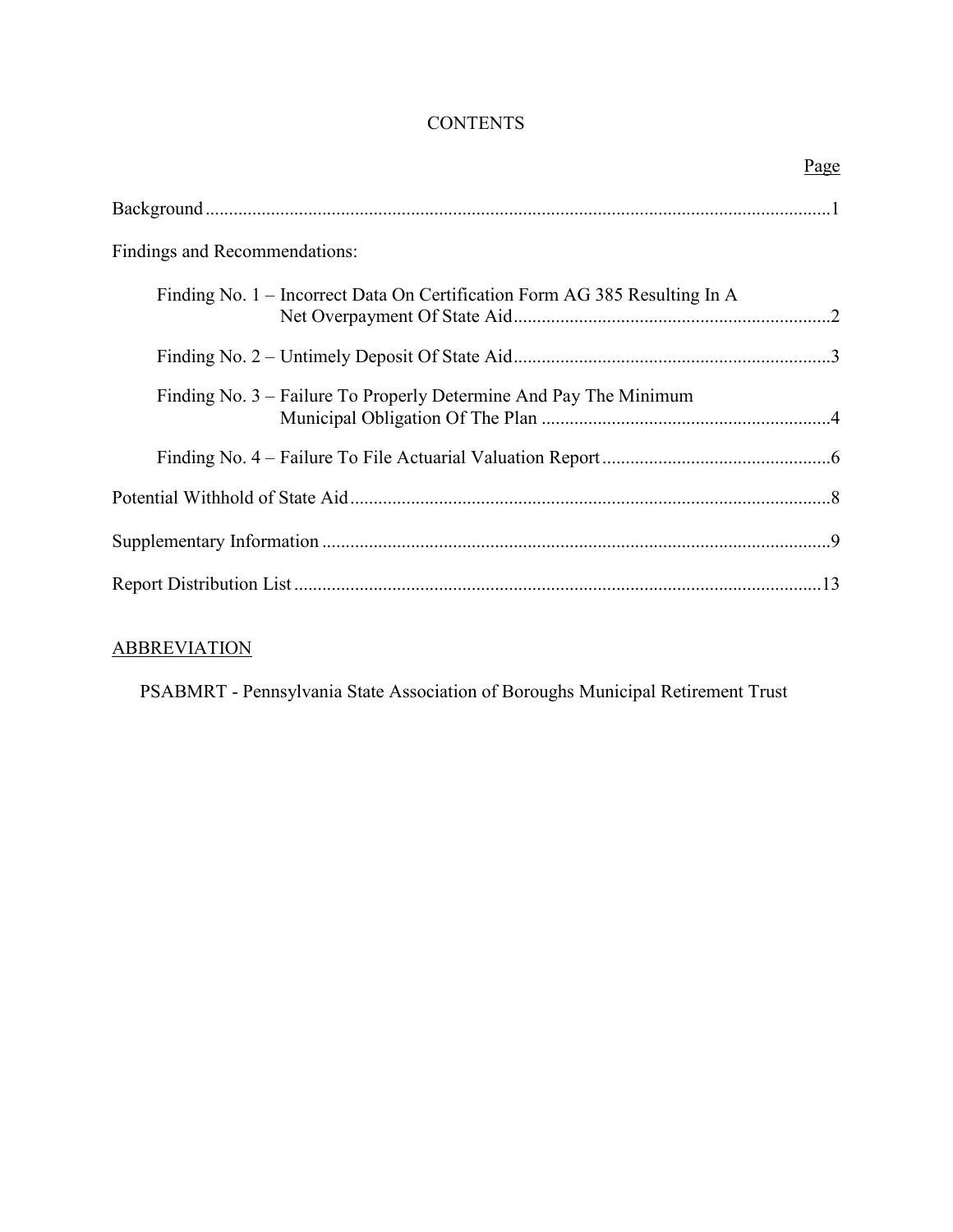# CONTENTS

| | Page |
|---|---|
| Background | 1 |
| Findings and Recommendations: | |
| Finding No. 1 – Incorrect Data On Certification Form AG 385 Resulting In A Net Overpayment Of State Aid | 2 |
| Finding No. 2 – Untimely Deposit Of State Aid | 3 |
| Finding No. 3 – Failure To Properly Determine And Pay The Minimum Municipal Obligation Of The Plan | 4 |
| Finding No. 4 – Failure To File Actuarial Valuation Report | 6 |
| Potential Withhold of State Aid | 8 |
| Supplementary Information | 9 |
| Report Distribution List | 13 |

## ABBREVIATION

PSABMRT - Pennsylvania State Association of Boroughs Municipal Retirement Trust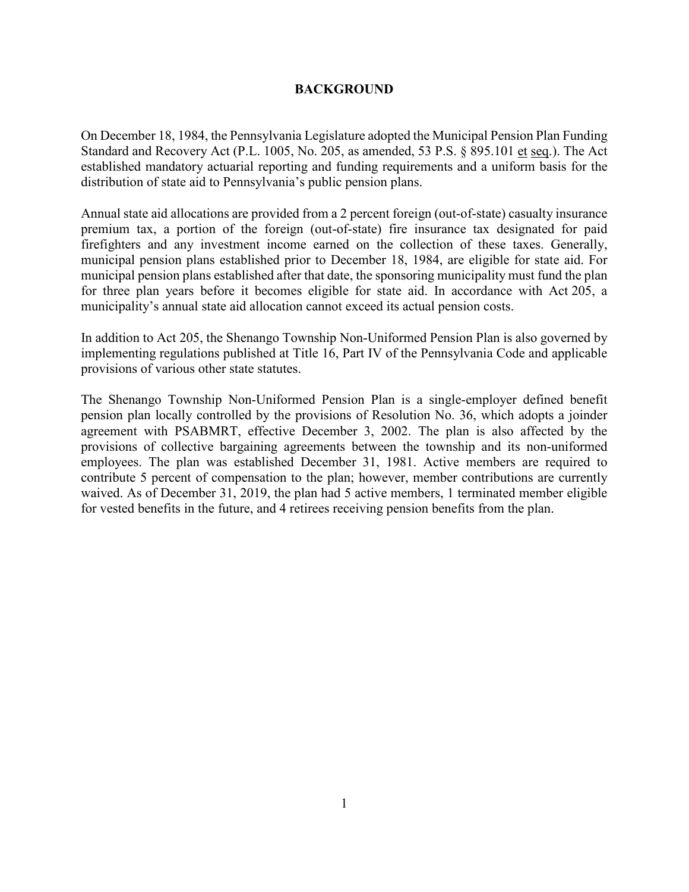## BACKGROUND

On December 18, 1984, the Pennsylvania Legislature adopted the Municipal Pension Plan Funding Standard and Recovery Act (P.L. 1005, No. 205, as amended, 53 P.S. § 895.101 et seq.). The Act established mandatory actuarial reporting and funding requirements and a uniform basis for the distribution of state aid to Pennsylvania's public pension plans.

Annual state aid allocations are provided from a 2 percent foreign (out-of-state) casualty insurance premium tax, a portion of the foreign (out-of-state) fire insurance tax designated for paid firefighters and any investment income earned on the collection of these taxes. Generally, municipal pension plans established prior to December 18, 1984, are eligible for state aid. For municipal pension plans established after that date, the sponsoring municipality must fund the plan for three plan years before it becomes eligible for state aid. In accordance with Act 205, a municipality's annual state aid allocation cannot exceed its actual pension costs.

In addition to Act 205, the Shenango Township Non-Uniformed Pension Plan is also governed by implementing regulations published at Title 16, Part IV of the Pennsylvania Code and applicable provisions of various other state statutes.

The Shenango Township Non-Uniformed Pension Plan is a single-employer defined benefit pension plan locally controlled by the provisions of Resolution No. 36, which adopts a joinder agreement with PSABMRT, effective December 3, 2002. The plan is also affected by the provisions of collective bargaining agreements between the township and its non-uniformed employees. The plan was established December 31, 1981. Active members are required to contribute 5 percent of compensation to the plan; however, member contributions are currently waived. As of December 31, 2019, the plan had 5 active members, 1 terminated member eligible for vested benefits in the future, and 4 retirees receiving pension benefits from the plan.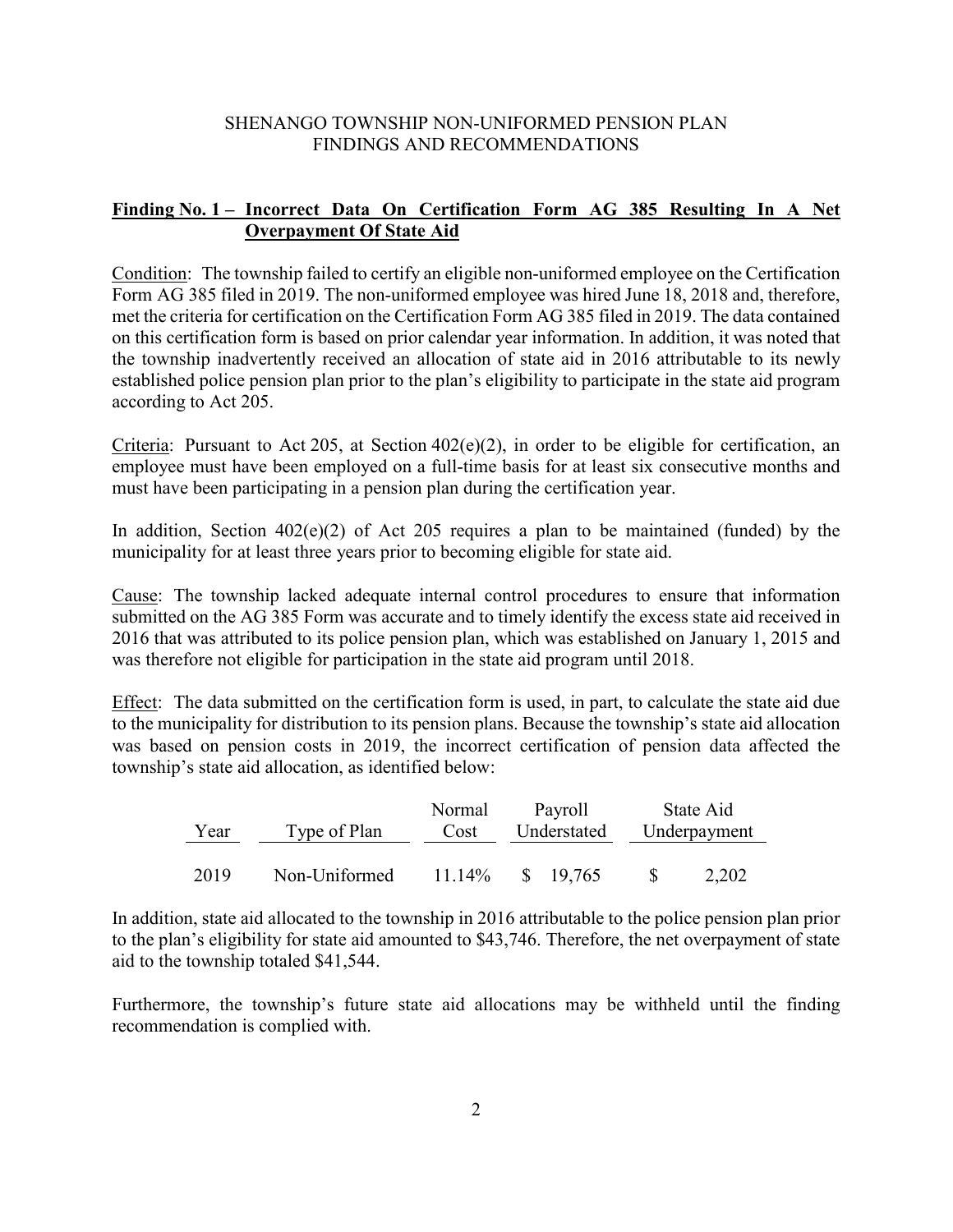SHENANGO TOWNSHIP NON-UNIFORMED PENSION PLAN
FINDINGS AND RECOMMENDATIONS

**Finding No. 1 – Incorrect Data On Certification Form AG 385 Resulting In A Net Overpayment Of State Aid**

Condition: The township failed to certify an eligible non-uniformed employee on the Certification Form AG 385 filed in 2019. The non-uniformed employee was hired June 18, 2018 and, therefore, met the criteria for certification on the Certification Form AG 385 filed in 2019. The data contained on this certification form is based on prior calendar year information. In addition, it was noted that the township inadvertently received an allocation of state aid in 2016 attributable to its newly established police pension plan prior to the plan's eligibility to participate in the state aid program according to Act 205.

Criteria: Pursuant to Act 205, at Section 402(e)(2), in order to be eligible for certification, an employee must have been employed on a full-time basis for at least six consecutive months and must have been participating in a pension plan during the certification year.

In addition, Section 402(e)(2) of Act 205 requires a plan to be maintained (funded) by the municipality for at least three years prior to becoming eligible for state aid.

Cause: The township lacked adequate internal control procedures to ensure that information submitted on the AG 385 Form was accurate and to timely identify the excess state aid received in 2016 that was attributed to its police pension plan, which was established on January 1, 2015 and was therefore not eligible for participation in the state aid program until 2018.

Effect: The data submitted on the certification form is used, in part, to calculate the state aid due to the municipality for distribution to its pension plans. Because the township's state aid allocation was based on pension costs in 2019, the incorrect certification of pension data affected the township's state aid allocation, as identified below:

| Year | Type of Plan | Normal Cost | Payroll Understated | State Aid Underpayment |
|---|---|---|---|---|
| 2019 | Non-Uniformed | 11.14% | $ 19,765 | $ 2,202 |

In addition, state aid allocated to the township in 2016 attributable to the police pension plan prior to the plan's eligibility for state aid amounted to $43,746. Therefore, the net overpayment of state aid to the township totaled $41,544.

Furthermore, the township's future state aid allocations may be withheld until the finding recommendation is complied with.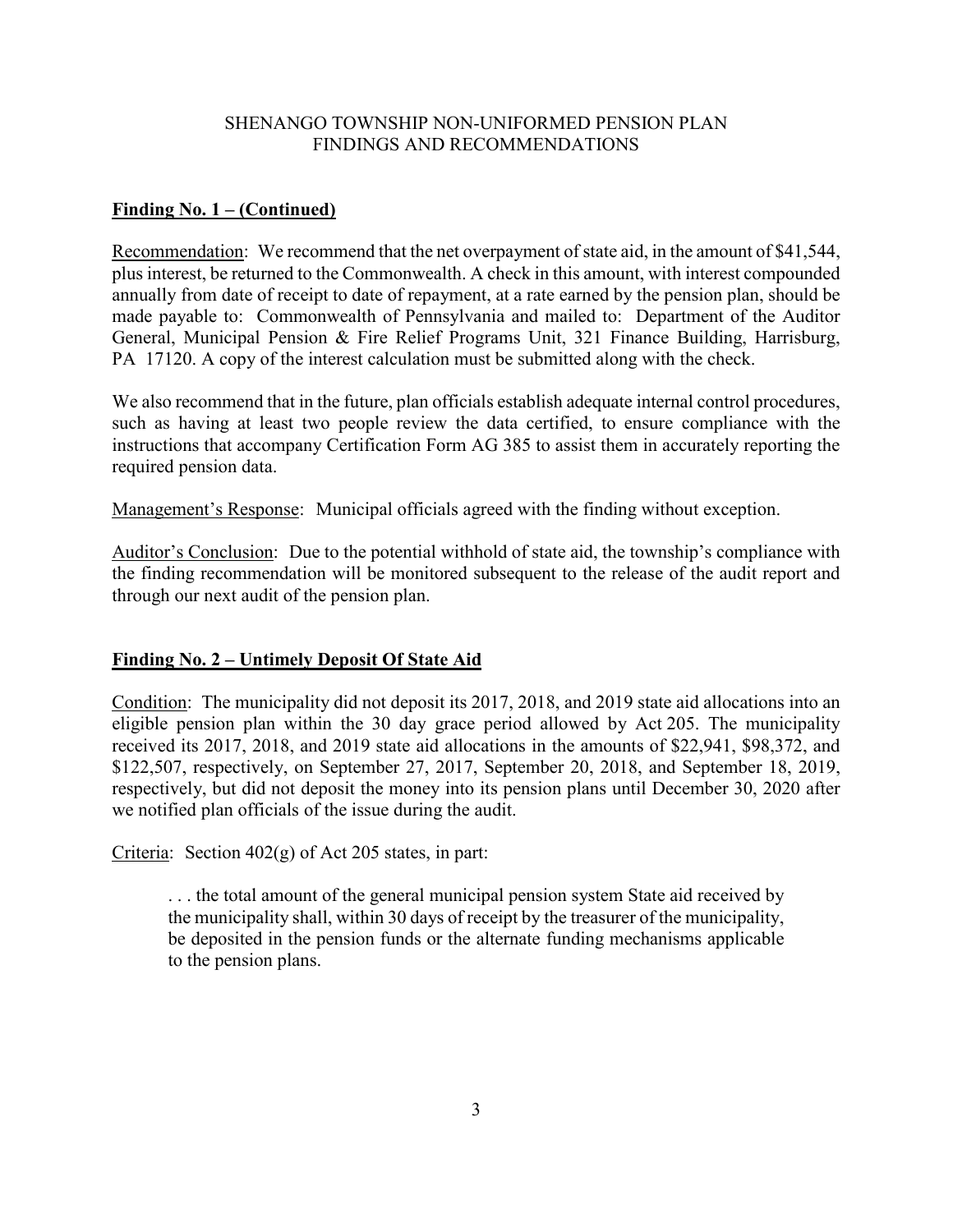SHENANGO TOWNSHIP NON-UNIFORMED PENSION PLAN
FINDINGS AND RECOMMENDATIONS

**Finding No. 1 – (Continued)**

Recommendation: We recommend that the net overpayment of state aid, in the amount of $41,544, plus interest, be returned to the Commonwealth. A check in this amount, with interest compounded annually from date of receipt to date of repayment, at a rate earned by the pension plan, should be made payable to: Commonwealth of Pennsylvania and mailed to: Department of the Auditor General, Municipal Pension & Fire Relief Programs Unit, 321 Finance Building, Harrisburg, PA 17120. A copy of the interest calculation must be submitted along with the check.

We also recommend that in the future, plan officials establish adequate internal control procedures, such as having at least two people review the data certified, to ensure compliance with the instructions that accompany Certification Form AG 385 to assist them in accurately reporting the required pension data.

Management's Response: Municipal officials agreed with the finding without exception.

Auditor's Conclusion: Due to the potential withhold of state aid, the township's compliance with the finding recommendation will be monitored subsequent to the release of the audit report and through our next audit of the pension plan.

**Finding No. 2 – Untimely Deposit Of State Aid**

Condition: The municipality did not deposit its 2017, 2018, and 2019 state aid allocations into an eligible pension plan within the 30 day grace period allowed by Act 205. The municipality received its 2017, 2018, and 2019 state aid allocations in the amounts of $22,941, $98,372, and $122,507, respectively, on September 27, 2017, September 20, 2018, and September 18, 2019, respectively, but did not deposit the money into its pension plans until December 30, 2020 after we notified plan officials of the issue during the audit.

Criteria: Section 402(g) of Act 205 states, in part:

> . . . the total amount of the general municipal pension system State aid received by the municipality shall, within 30 days of receipt by the treasurer of the municipality, be deposited in the pension funds or the alternate funding mechanisms applicable to the pension plans.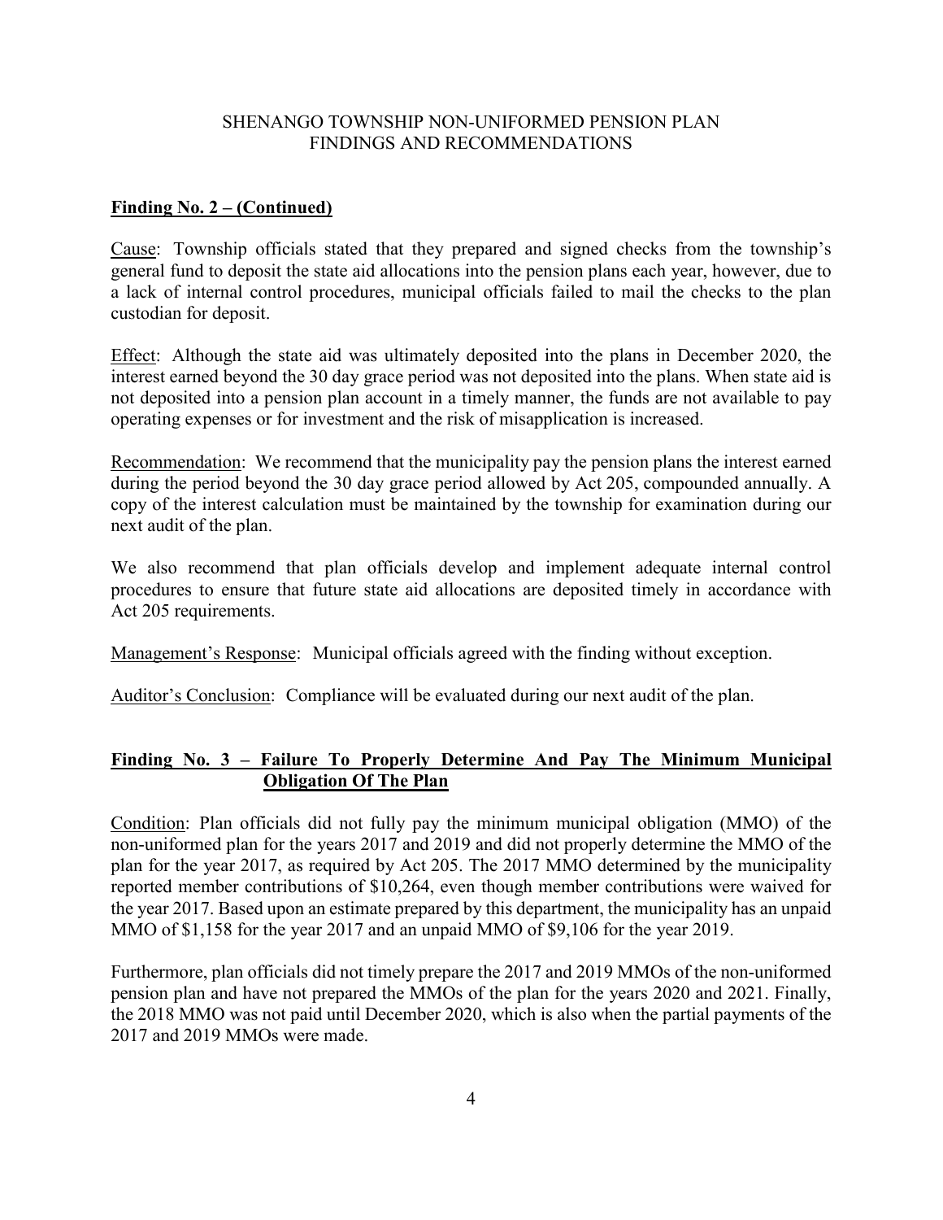**Finding No. 2 – (Continued)**

Cause: Township officials stated that they prepared and signed checks from the township's general fund to deposit the state aid allocations into the pension plans each year, however, due to a lack of internal control procedures, municipal officials failed to mail the checks to the plan custodian for deposit.

Effect: Although the state aid was ultimately deposited into the plans in December 2020, the interest earned beyond the 30 day grace period was not deposited into the plans. When state aid is not deposited into a pension plan account in a timely manner, the funds are not available to pay operating expenses or for investment and the risk of misapplication is increased.

Recommendation: We recommend that the municipality pay the pension plans the interest earned during the period beyond the 30 day grace period allowed by Act 205, compounded annually. A copy of the interest calculation must be maintained by the township for examination during our next audit of the plan.

We also recommend that plan officials develop and implement adequate internal control procedures to ensure that future state aid allocations are deposited timely in accordance with Act 205 requirements.

Management's Response: Municipal officials agreed with the finding without exception.

Auditor's Conclusion: Compliance will be evaluated during our next audit of the plan.

**Finding No. 3 – Failure To Properly Determine And Pay The Minimum Municipal Obligation Of The Plan**

Condition: Plan officials did not fully pay the minimum municipal obligation (MMO) of the non-uniformed plan for the years 2017 and 2019 and did not properly determine the MMO of the plan for the year 2017, as required by Act 205. The 2017 MMO determined by the municipality reported member contributions of $10,264, even though member contributions were waived for the year 2017. Based upon an estimate prepared by this department, the municipality has an unpaid MMO of $1,158 for the year 2017 and an unpaid MMO of $9,106 for the year 2019.

Furthermore, plan officials did not timely prepare the 2017 and 2019 MMOs of the non-uniformed pension plan and have not prepared the MMOs of the plan for the years 2020 and 2021. Finally, the 2018 MMO was not paid until December 2020, which is also when the partial payments of the 2017 and 2019 MMOs were made.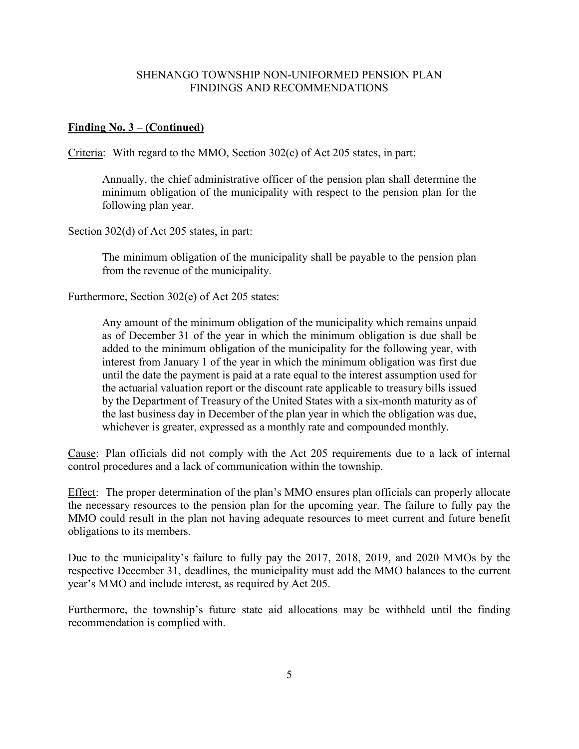**Finding No. 3 – (Continued)**

Criteria: With regard to the MMO, Section 302(c) of Act 205 states, in part:

> Annually, the chief administrative officer of the pension plan shall determine the minimum obligation of the municipality with respect to the pension plan for the following plan year.

Section 302(d) of Act 205 states, in part:

> The minimum obligation of the municipality shall be payable to the pension plan from the revenue of the municipality.

Furthermore, Section 302(e) of Act 205 states:

> Any amount of the minimum obligation of the municipality which remains unpaid as of December 31 of the year in which the minimum obligation is due shall be added to the minimum obligation of the municipality for the following year, with interest from January 1 of the year in which the minimum obligation was first due until the date the payment is paid at a rate equal to the interest assumption used for the actuarial valuation report or the discount rate applicable to treasury bills issued by the Department of Treasury of the United States with a six-month maturity as of the last business day in December of the plan year in which the obligation was due, whichever is greater, expressed as a monthly rate and compounded monthly.

Cause: Plan officials did not comply with the Act 205 requirements due to a lack of internal control procedures and a lack of communication within the township.

Effect: The proper determination of the plan's MMO ensures plan officials can properly allocate the necessary resources to the pension plan for the upcoming year. The failure to fully pay the MMO could result in the plan not having adequate resources to meet current and future benefit obligations to its members.

Due to the municipality's failure to fully pay the 2017, 2018, 2019, and 2020 MMOs by the respective December 31, deadlines, the municipality must add the MMO balances to the current year's MMO and include interest, as required by Act 205.

Furthermore, the township's future state aid allocations may be withheld until the finding recommendation is complied with.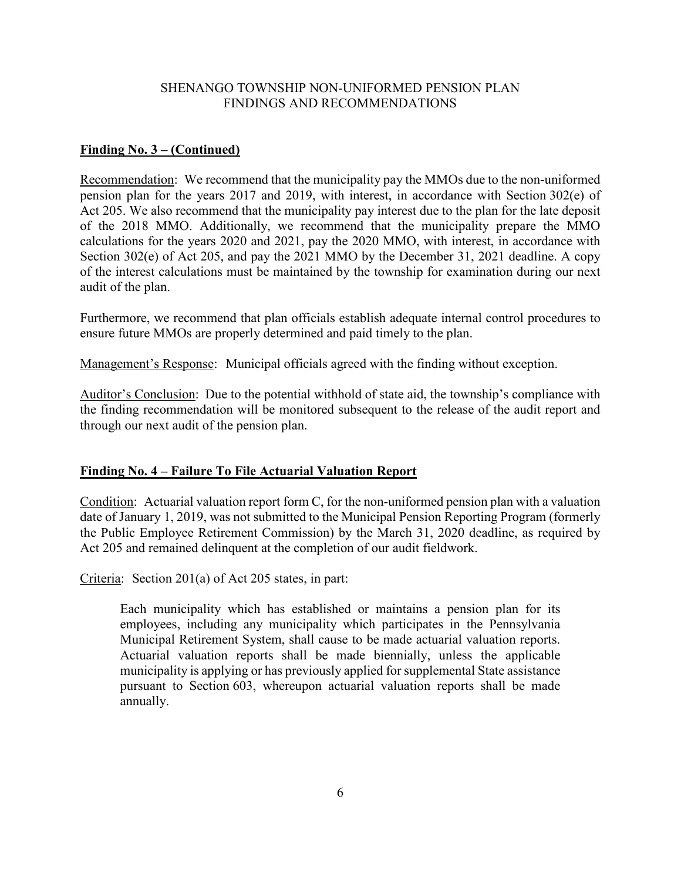## SHENANGO TOWNSHIP NON-UNIFORMED PENSION PLAN FINDINGS AND RECOMMENDATIONS

**Finding No. 3 – (Continued)**

Recommendation: We recommend that the municipality pay the MMOs due to the non-uniformed pension plan for the years 2017 and 2019, with interest, in accordance with Section 302(e) of Act 205. We also recommend that the municipality pay interest due to the plan for the late deposit of the 2018 MMO. Additionally, we recommend that the municipality prepare the MMO calculations for the years 2020 and 2021, pay the 2020 MMO, with interest, in accordance with Section 302(e) of Act 205, and pay the 2021 MMO by the December 31, 2021 deadline. A copy of the interest calculations must be maintained by the township for examination during our next audit of the plan.

Furthermore, we recommend that plan officials establish adequate internal control procedures to ensure future MMOs are properly determined and paid timely to the plan.

Management's Response: Municipal officials agreed with the finding without exception.

Auditor's Conclusion: Due to the potential withhold of state aid, the township's compliance with the finding recommendation will be monitored subsequent to the release of the audit report and through our next audit of the pension plan.

**Finding No. 4 – Failure To File Actuarial Valuation Report**

Condition: Actuarial valuation report form C, for the non-uniformed pension plan with a valuation date of January 1, 2019, was not submitted to the Municipal Pension Reporting Program (formerly the Public Employee Retirement Commission) by the March 31, 2020 deadline, as required by Act 205 and remained delinquent at the completion of our audit fieldwork.

Criteria: Section 201(a) of Act 205 states, in part:

> Each municipality which has established or maintains a pension plan for its employees, including any municipality which participates in the Pennsylvania Municipal Retirement System, shall cause to be made actuarial valuation reports. Actuarial valuation reports shall be made biennially, unless the applicable municipality is applying or has previously applied for supplemental State assistance pursuant to Section 603, whereupon actuarial valuation reports shall be made annually.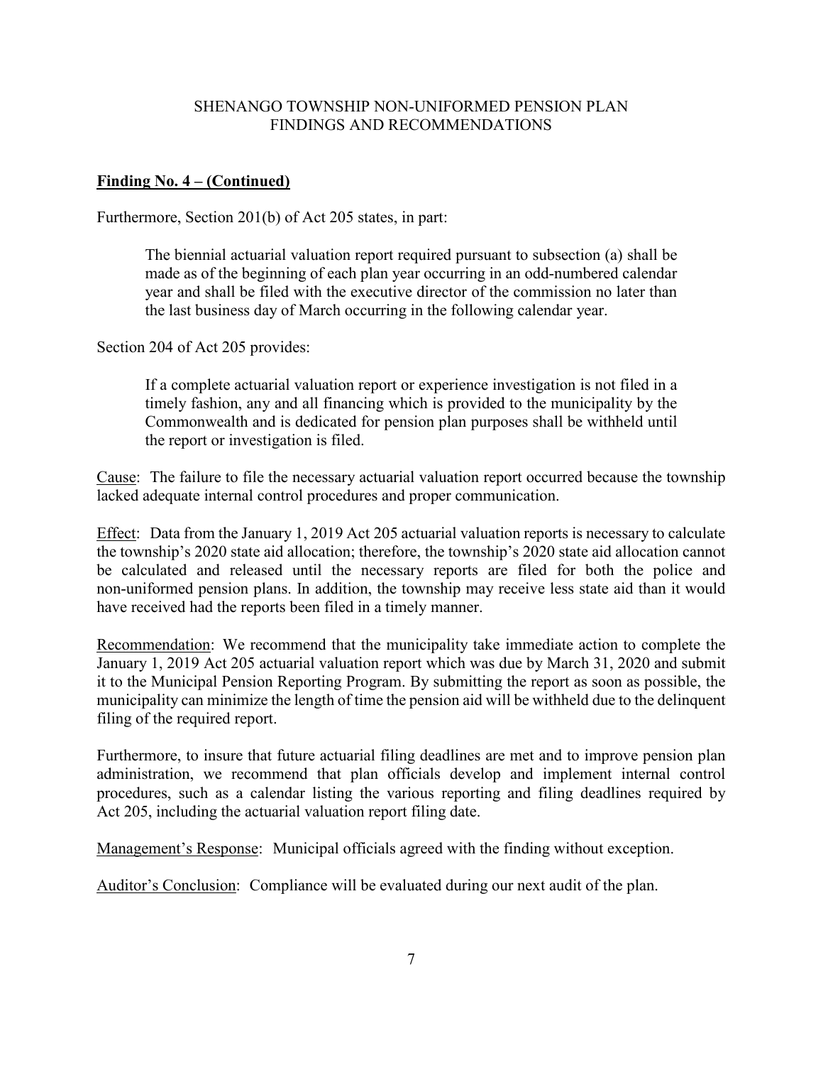SHENANGO TOWNSHIP NON-UNIFORMED PENSION PLAN
FINDINGS AND RECOMMENDATIONS

**Finding No. 4 – (Continued)**

Furthermore, Section 201(b) of Act 205 states, in part:

> The biennial actuarial valuation report required pursuant to subsection (a) shall be made as of the beginning of each plan year occurring in an odd-numbered calendar year and shall be filed with the executive director of the commission no later than the last business day of March occurring in the following calendar year.

Section 204 of Act 205 provides:

> If a complete actuarial valuation report or experience investigation is not filed in a timely fashion, any and all financing which is provided to the municipality by the Commonwealth and is dedicated for pension plan purposes shall be withheld until the report or investigation is filed.

Cause: The failure to file the necessary actuarial valuation report occurred because the township lacked adequate internal control procedures and proper communication.

Effect: Data from the January 1, 2019 Act 205 actuarial valuation reports is necessary to calculate the township's 2020 state aid allocation; therefore, the township's 2020 state aid allocation cannot be calculated and released until the necessary reports are filed for both the police and non-uniformed pension plans. In addition, the township may receive less state aid than it would have received had the reports been filed in a timely manner.

Recommendation: We recommend that the municipality take immediate action to complete the January 1, 2019 Act 205 actuarial valuation report which was due by March 31, 2020 and submit it to the Municipal Pension Reporting Program. By submitting the report as soon as possible, the municipality can minimize the length of time the pension aid will be withheld due to the delinquent filing of the required report.

Furthermore, to insure that future actuarial filing deadlines are met and to improve pension plan administration, we recommend that plan officials develop and implement internal control procedures, such as a calendar listing the various reporting and filing deadlines required by Act 205, including the actuarial valuation report filing date.

Management's Response: Municipal officials agreed with the finding without exception.

Auditor's Conclusion: Compliance will be evaluated during our next audit of the plan.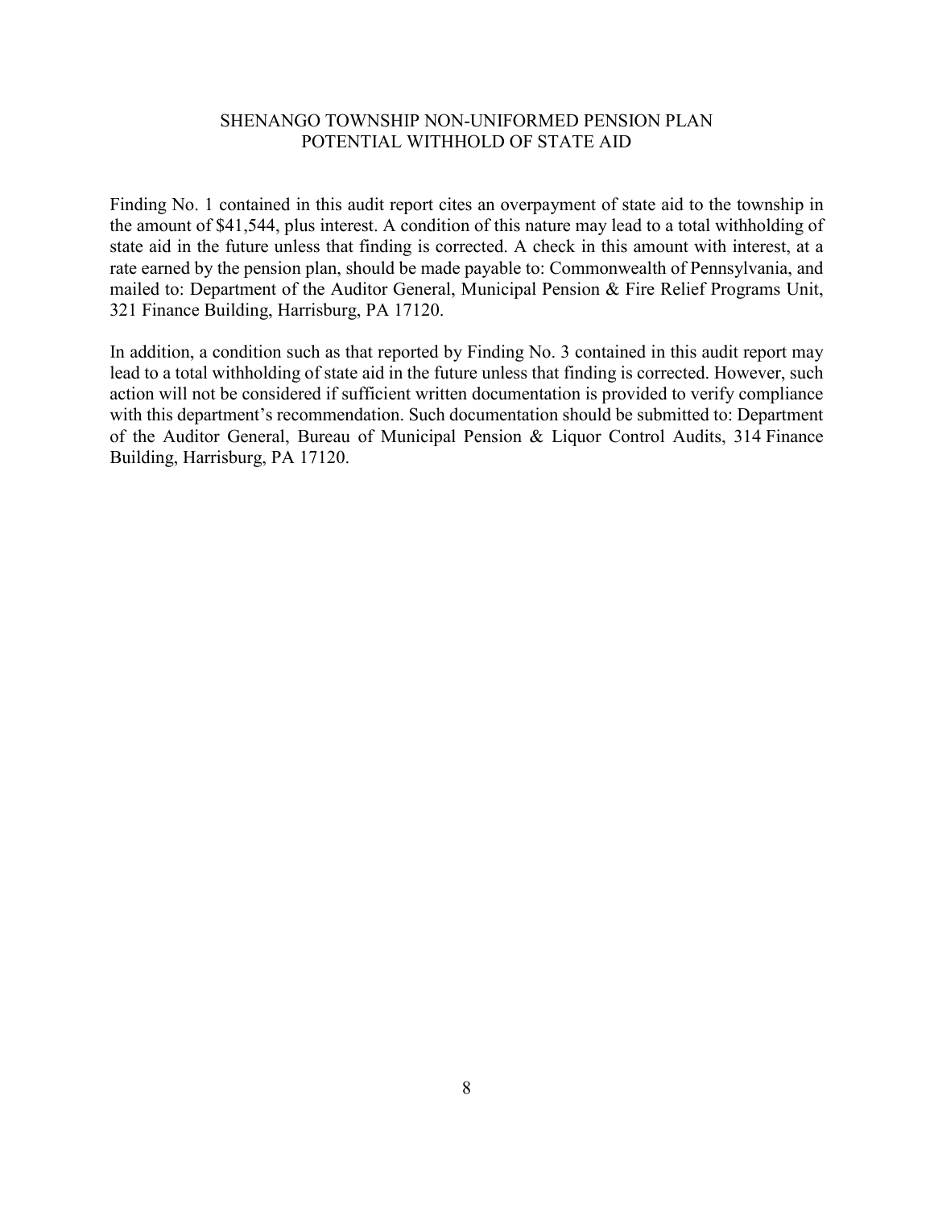## SHENANGO TOWNSHIP NON-UNIFORMED PENSION PLAN
## POTENTIAL WITHHOLD OF STATE AID

Finding No. 1 contained in this audit report cites an overpayment of state aid to the township in the amount of $41,544, plus interest. A condition of this nature may lead to a total withholding of state aid in the future unless that finding is corrected. A check in this amount with interest, at a rate earned by the pension plan, should be made payable to: Commonwealth of Pennsylvania, and mailed to: Department of the Auditor General, Municipal Pension & Fire Relief Programs Unit, 321 Finance Building, Harrisburg, PA 17120.

In addition, a condition such as that reported by Finding No. 3 contained in this audit report may lead to a total withholding of state aid in the future unless that finding is corrected. However, such action will not be considered if sufficient written documentation is provided to verify compliance with this department's recommendation. Such documentation should be submitted to: Department of the Auditor General, Bureau of Municipal Pension & Liquor Control Audits, 314 Finance Building, Harrisburg, PA 17120.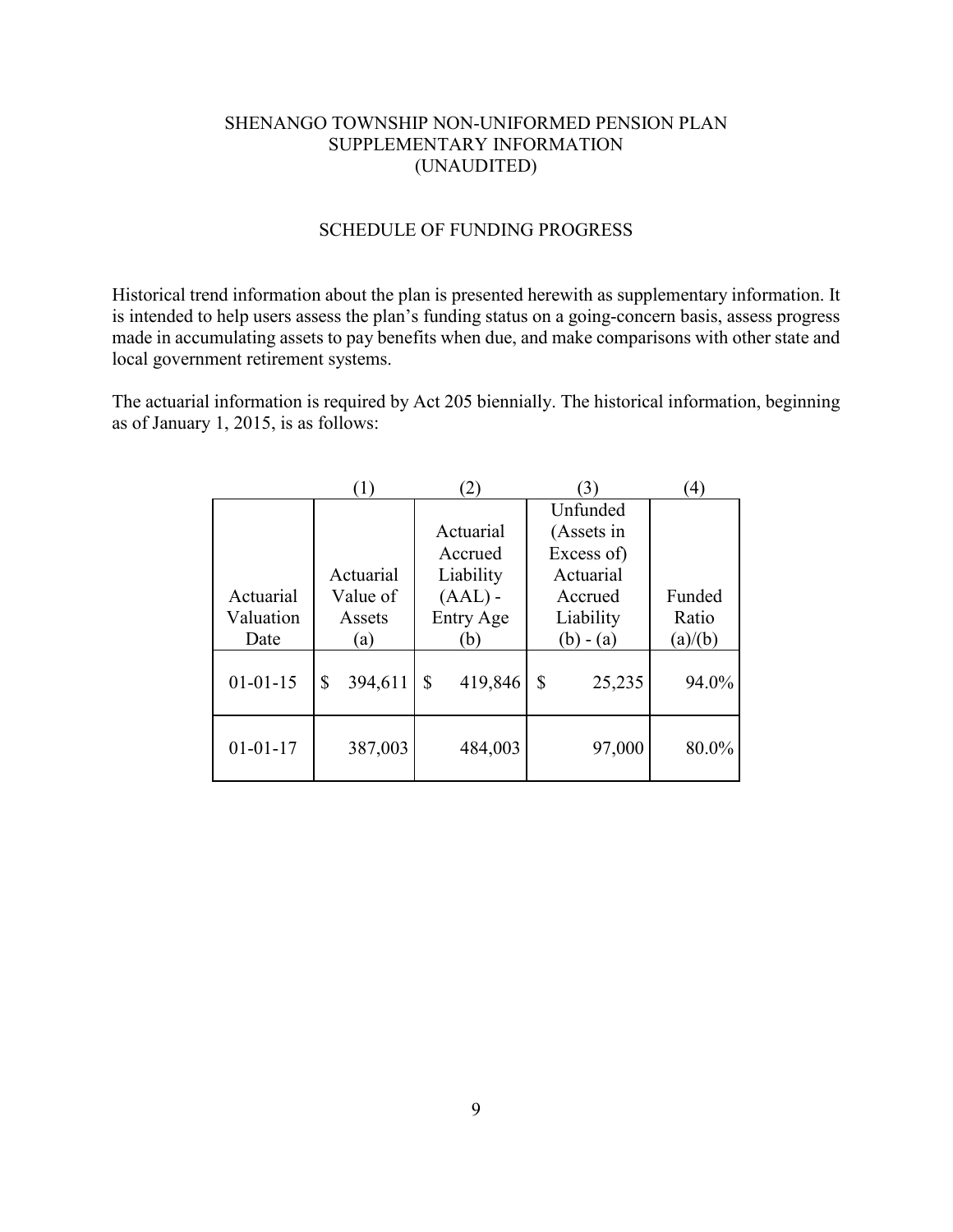SHENANGO TOWNSHIP NON-UNIFORMED PENSION PLAN
SUPPLEMENTARY INFORMATION
(UNAUDITED)

SCHEDULE OF FUNDING PROGRESS

Historical trend information about the plan is presented herewith as supplementary information. It is intended to help users assess the plan's funding status on a going-concern basis, assess progress made in accumulating assets to pay benefits when due, and make comparisons with other state and local government retirement systems.

The actuarial information is required by Act 205 biennially. The historical information, beginning as of January 1, 2015, is as follows:

| | (1) | (2) | (3) | (4) |
|---|---|---|---|---|
| Actuarial Valuation Date | Actuarial Value of Assets (a) | Actuarial Accrued Liability (AAL) - Entry Age (b) | Unfunded (Assets in Excess of) Actuarial Accrued Liability (b) - (a) | Funded Ratio (a)/(b) |
| 01-01-15 | $ 394,611 | $ 419,846 | $ 25,235 | 94.0% |
| 01-01-17 | 387,003 | 484,003 | 97,000 | 80.0% |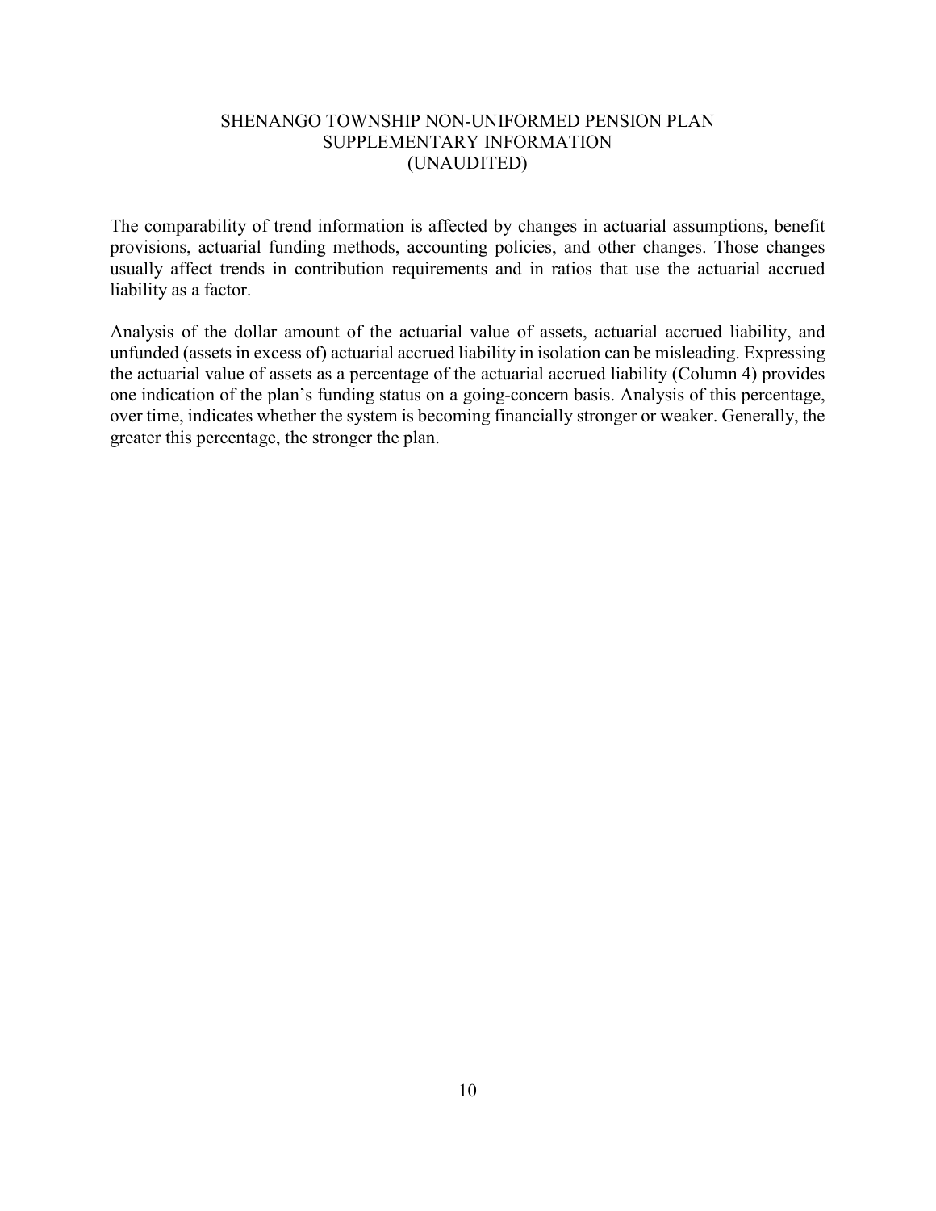SHENANGO TOWNSHIP NON-UNIFORMED PENSION PLAN
SUPPLEMENTARY INFORMATION
(UNAUDITED)

The comparability of trend information is affected by changes in actuarial assumptions, benefit provisions, actuarial funding methods, accounting policies, and other changes. Those changes usually affect trends in contribution requirements and in ratios that use the actuarial accrued liability as a factor.

Analysis of the dollar amount of the actuarial value of assets, actuarial accrued liability, and unfunded (assets in excess of) actuarial accrued liability in isolation can be misleading. Expressing the actuarial value of assets as a percentage of the actuarial accrued liability (Column 4) provides one indication of the plan's funding status on a going-concern basis. Analysis of this percentage, over time, indicates whether the system is becoming financially stronger or weaker. Generally, the greater this percentage, the stronger the plan.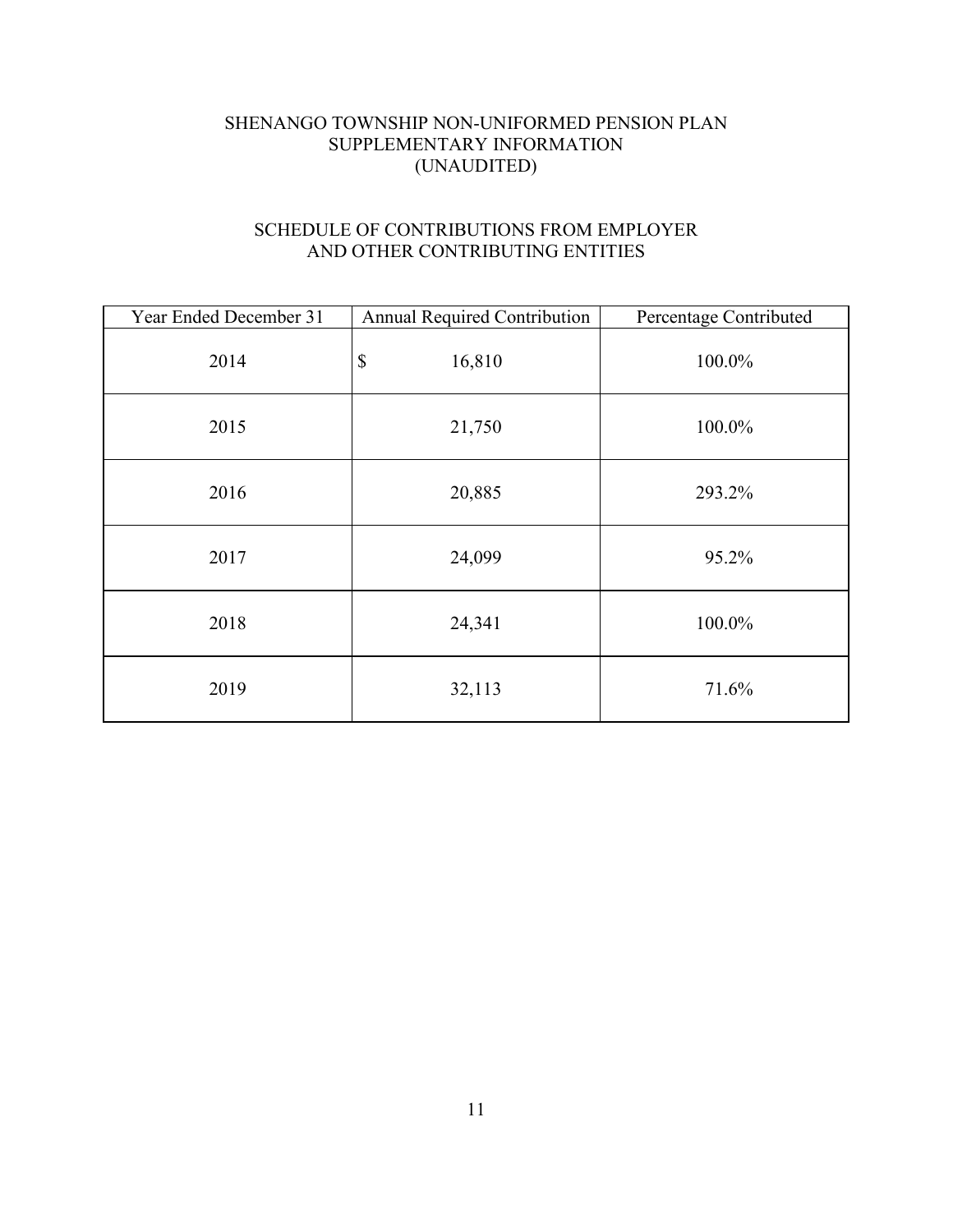# SHENANGO TOWNSHIP NON-UNIFORMED PENSION PLAN
## SUPPLEMENTARY INFORMATION
## (UNAUDITED)

### SCHEDULE OF CONTRIBUTIONS FROM EMPLOYER AND OTHER CONTRIBUTING ENTITIES

| Year Ended December 31 | Annual Required Contribution | Percentage Contributed |
|---|---|---|
| 2014 | $ 16,810 | 100.0% |
| 2015 | 21,750 | 100.0% |
| 2016 | 20,885 | 293.2% |
| 2017 | 24,099 | 95.2% |
| 2018 | 24,341 | 100.0% |
| 2019 | 32,113 | 71.6% |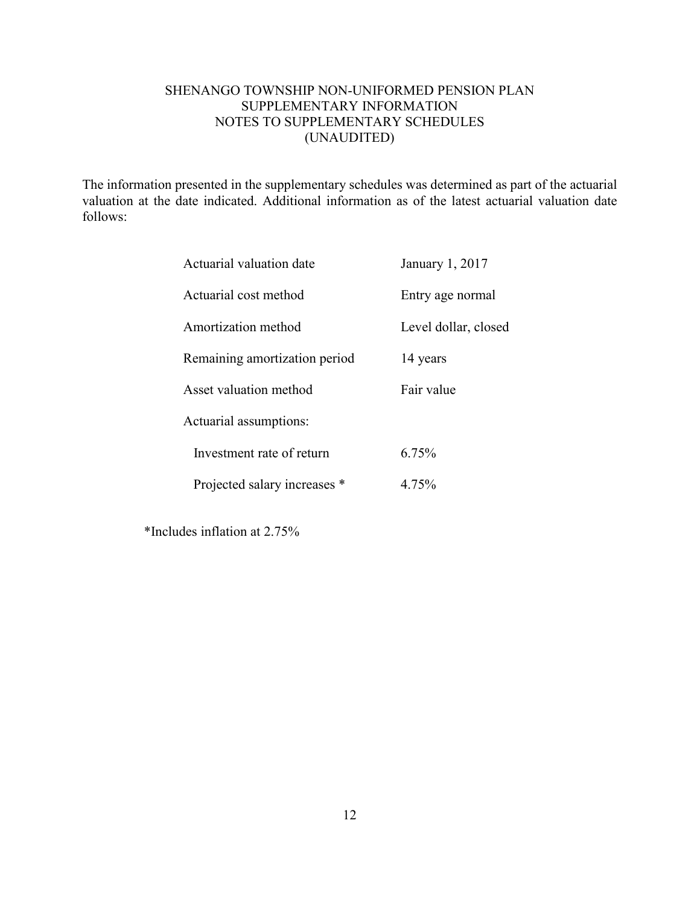# SHENANGO TOWNSHIP NON-UNIFORMED PENSION PLAN
## SUPPLEMENTARY INFORMATION
## NOTES TO SUPPLEMENTARY SCHEDULES
## (UNAUDITED)

The information presented in the supplementary schedules was determined as part of the actuarial valuation at the date indicated. Additional information as of the latest actuarial valuation date follows:

| | |
|---|---|
| Actuarial valuation date | January 1, 2017 |
| Actuarial cost method | Entry age normal |
| Amortization method | Level dollar, closed |
| Remaining amortization period | 14 years |
| Asset valuation method | Fair value |
| Actuarial assumptions: | |
| Investment rate of return | 6.75% |
| Projected salary increases * | 4.75% |

*Includes inflation at 2.75%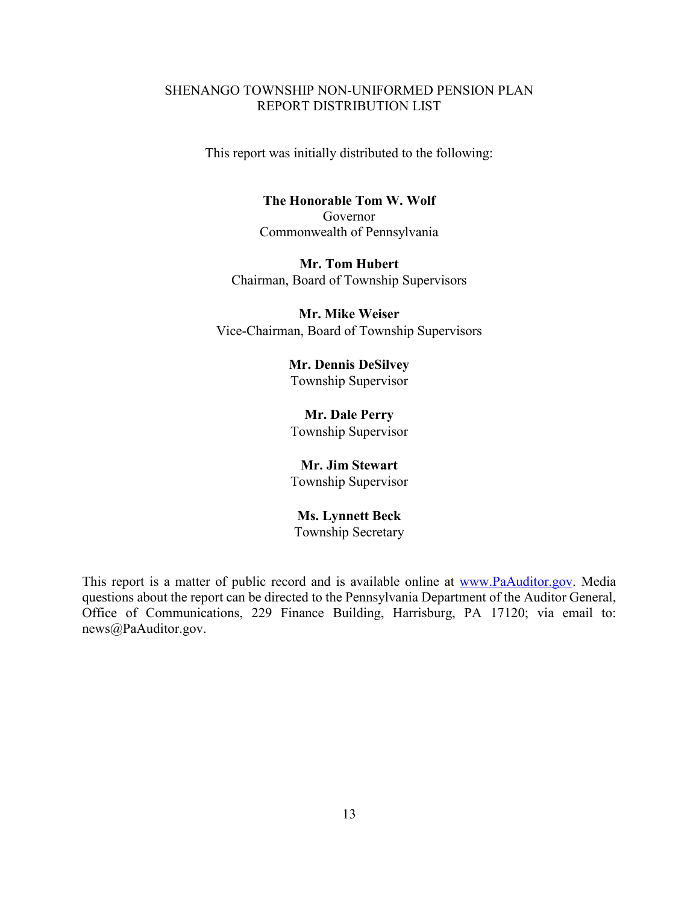SHENANGO TOWNSHIP NON-UNIFORMED PENSION PLAN
REPORT DISTRIBUTION LIST

This report was initially distributed to the following:

**The Honorable Tom W. Wolf**
Governor
Commonwealth of Pennsylvania

**Mr. Tom Hubert**
Chairman, Board of Township Supervisors

**Mr. Mike Weiser**
Vice-Chairman, Board of Township Supervisors

**Mr. Dennis DeSilvey**
Township Supervisor

**Mr. Dale Perry**
Township Supervisor

**Mr. Jim Stewart**
Township Supervisor

**Ms. Lynnett Beck**
Township Secretary

This report is a matter of public record and is available online at www.PaAuditor.gov. Media questions about the report can be directed to the Pennsylvania Department of the Auditor General, Office of Communications, 229 Finance Building, Harrisburg, PA 17120; via email to: news@PaAuditor.gov.